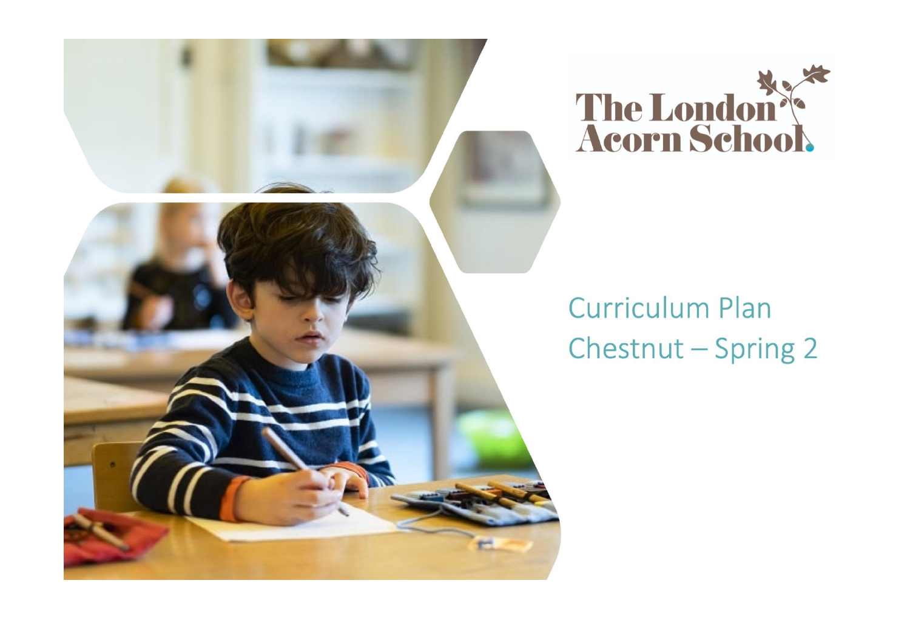The London Acorn School

# Curriculum Plan

## Chestnut – Spring 2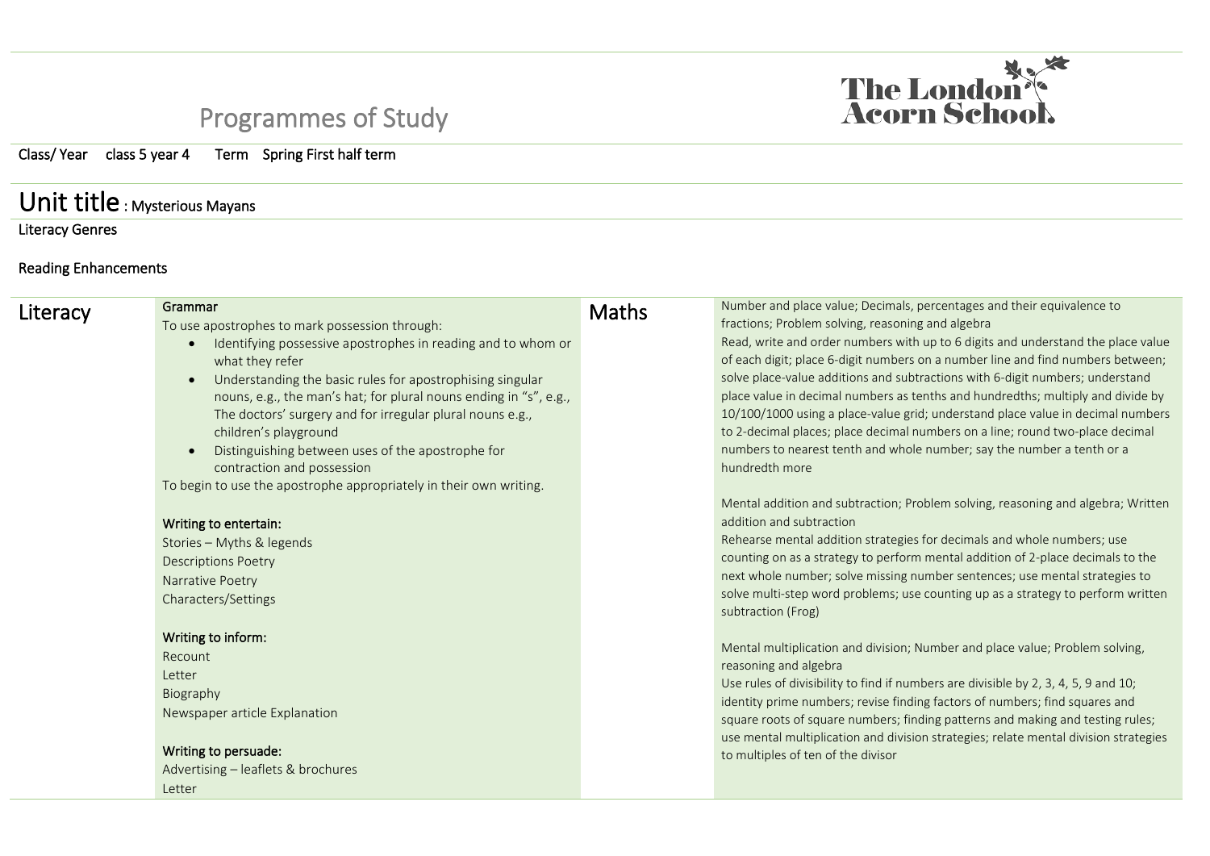# Programmes of Study

The London Acorn School

Class/ Year class 5 year 4 Term Spring First half term

## Unit title : Mysterious Mayans

Literacy Genres

Reading Enhancements

| Literacy | | Maths | |
|---|---|---|---|
| | **Grammar**<br>To use apostrophes to mark possession through:<br>• Identifying possessive apostrophes in reading and to whom or what they refer<br>• Understanding the basic rules for apostrophising singular nouns, e.g., the man's hat; for plural nouns ending in "s", e.g., The doctors' surgery and for irregular plural nouns e.g., children's playground<br>• Distinguishing between uses of the apostrophe for contraction and possession<br>To begin to use the apostrophe appropriately in their own writing.<br><br>**Writing to entertain:**<br>Stories – Myths & legends<br>Descriptions Poetry<br>Narrative Poetry<br>Characters/Settings<br><br>**Writing to inform:**<br>Recount<br>Letter<br>Biography<br>Newspaper article Explanation<br><br>**Writing to persuade:**<br>Advertising – leaflets & brochures<br>Letter | | Number and place value; Decimals, percentages and their equivalence to fractions; Problem solving, reasoning and algebra<br>Read, write and order numbers with up to 6 digits and understand the place value of each digit; place 6-digit numbers on a number line and find numbers between; solve place-value additions and subtractions with 6-digit numbers; understand place value in decimal numbers as tenths and hundredths; multiply and divide by 10/100/1000 using a place-value grid; understand place value in decimal numbers to 2-decimal places; place decimal numbers on a line; round two-place decimal numbers to nearest tenth and whole number; say the number a tenth or a hundredth more<br><br>Mental addition and subtraction; Problem solving, reasoning and algebra; Written addition and subtraction<br>Rehearse mental addition strategies for decimals and whole numbers; use counting on as a strategy to perform mental addition of 2-place decimals to the next whole number; solve missing number sentences; use mental strategies to solve multi-step word problems; use counting up as a strategy to perform written subtraction (Frog)<br><br>Mental multiplication and division; Number and place value; Problem solving, reasoning and algebra<br>Use rules of divisibility to find if numbers are divisible by 2, 3, 4, 5, 9 and 10; identity prime numbers; revise finding factors of numbers; find squares and square roots of square numbers; finding patterns and making and testing rules; use mental multiplication and division strategies; relate mental division strategies to multiples of ten of the divisor |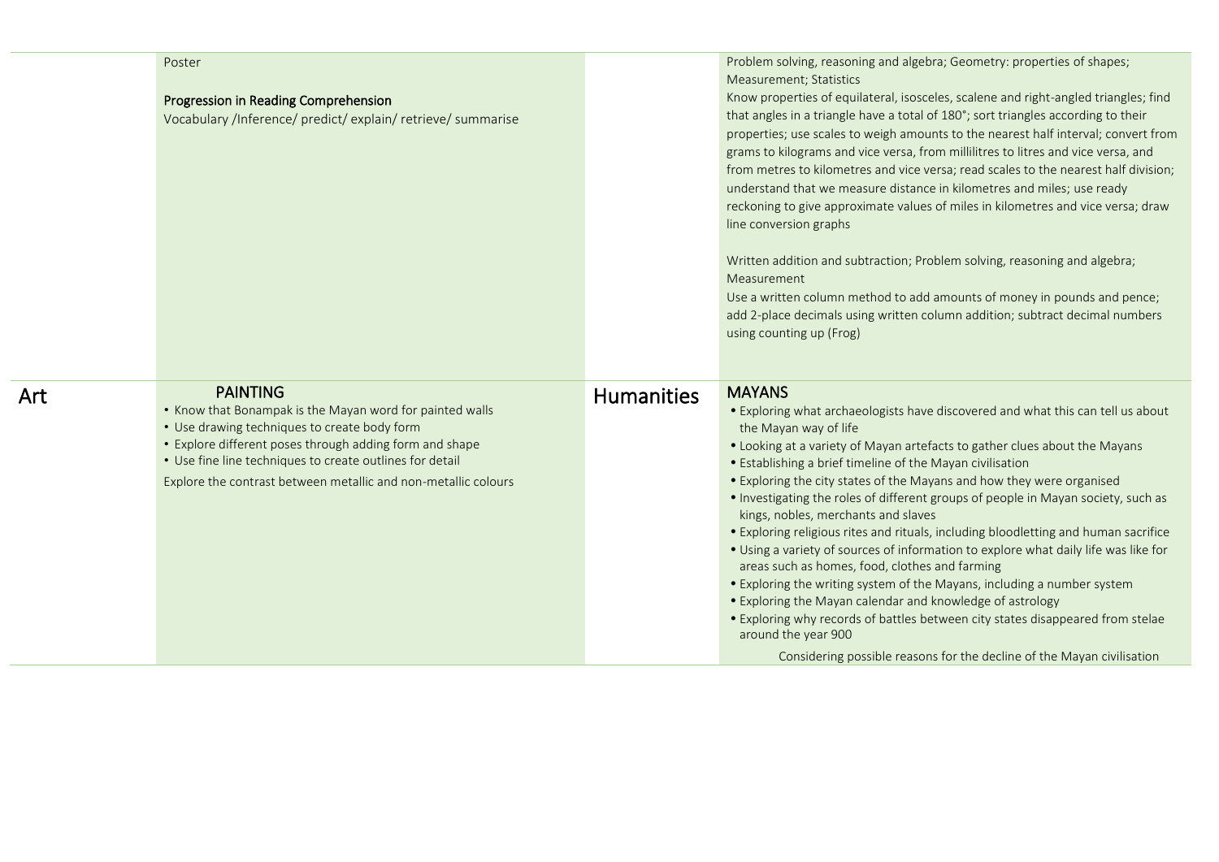| | | | |
|---|---|---|---|
| | Poster<br><br>**Progression in Reading Comprehension**<br>Vocabulary /Inference/ predict/ explain/ retrieve/ summarise | | Problem solving, reasoning and algebra; Geometry: properties of shapes; Measurement; Statistics<br>Know properties of equilateral, isosceles, scalene and right-angled triangles; find that angles in a triangle have a total of 180°; sort triangles according to their properties; use scales to weigh amounts to the nearest half interval; convert from grams to kilograms and vice versa, from millilitres to litres and vice versa, and from metres to kilometres and vice versa; read scales to the nearest half division; understand that we measure distance in kilometres and miles; use ready reckoning to give approximate values of miles in kilometres and vice versa; draw line conversion graphs<br><br>Written addition and subtraction; Problem solving, reasoning and algebra; Measurement<br>Use a written column method to add amounts of money in pounds and pence; add 2-place decimals using written column addition; subtract decimal numbers using counting up (Frog) |
| Art | **PAINTING**<br>• Know that Bonampak is the Mayan word for painted walls<br>• Use drawing techniques to create body form<br>• Explore different poses through adding form and shape<br>• Use fine line techniques to create outlines for detail<br>Explore the contrast between metallic and non-metallic colours | Humanities | **MAYANS**<br>• Exploring what archaeologists have discovered and what this can tell us about the Mayan way of life<br>• Looking at a variety of Mayan artefacts to gather clues about the Mayans<br>• Establishing a brief timeline of the Mayan civilisation<br>• Exploring the city states of the Mayans and how they were organised<br>• Investigating the roles of different groups of people in Mayan society, such as kings, nobles, merchants and slaves<br>• Exploring religious rites and rituals, including bloodletting and human sacrifice<br>• Using a variety of sources of information to explore what daily life was like for areas such as homes, food, clothes and farming<br>• Exploring the writing system of the Mayans, including a number system<br>• Exploring the Mayan calendar and knowledge of astrology<br>• Exploring why records of battles between city states disappeared from stelae around the year 900<br>Considering possible reasons for the decline of the Mayan civilisation |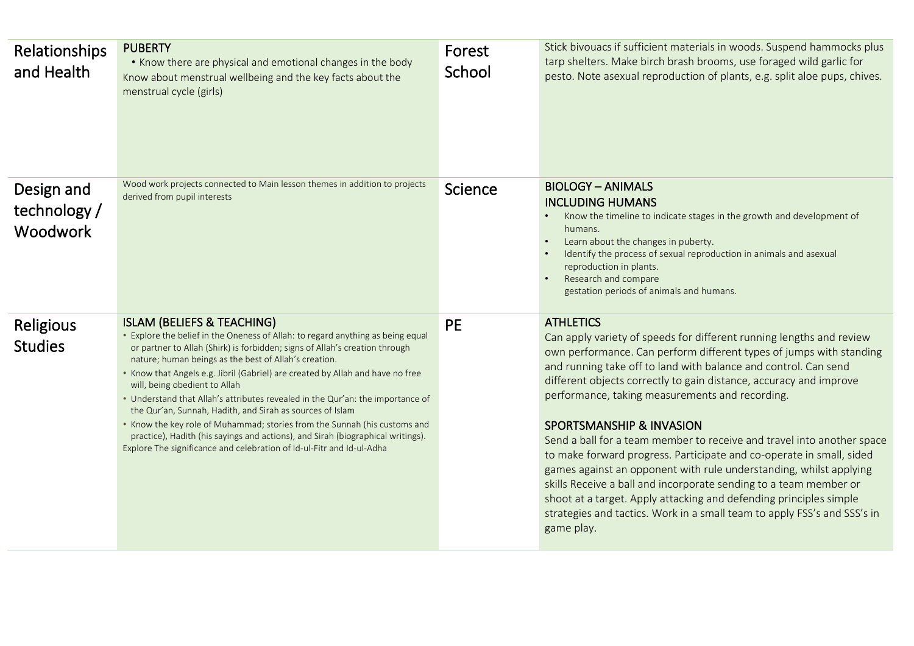| Relationships and Health | PUBERTY<br>• Know there are physical and emotional changes in the body<br>Know about menstrual wellbeing and the key facts about the menstrual cycle (girls) | Forest School | Stick bivouacs if sufficient materials in woods. Suspend hammocks plus tarp shelters. Make birch brash brooms, use foraged wild garlic for pesto. Note asexual reproduction of plants, e.g. split aloe pups, chives. |
|---|---|---|---|
| Design and technology / Woodwork | Wood work projects connected to Main lesson themes in addition to projects derived from pupil interests | Science | BIOLOGY – ANIMALS INCLUDING HUMANS<br>• Know the timeline to indicate stages in the growth and development of humans.<br>• Learn about the changes in puberty.<br>• Identify the process of sexual reproduction in animals and asexual reproduction in plants.<br>• Research and compare gestation periods of animals and humans. |
| Religious Studies | ISLAM (BELIEFS & TEACHING)<br>• Explore the belief in the Oneness of Allah: to regard anything as being equal or partner to Allah (Shirk) is forbidden; signs of Allah's creation through nature; human beings as the best of Allah's creation.<br>• Know that Angels e.g. Jibril (Gabriel) are created by Allah and have no free will, being obedient to Allah<br>• Understand that Allah's attributes revealed in the Qur'an: the importance of the Qur'an, Sunnah, Hadith, and Sirah as sources of Islam<br>• Know the key role of Muhammad; stories from the Sunnah (his customs and practice), Hadith (his sayings and actions), and Sirah (biographical writings).<br>Explore The significance and celebration of Id-ul-Fitr and Id-ul-Adha | PE | ATHLETICS<br>Can apply variety of speeds for different running lengths and review own performance. Can perform different types of jumps with standing and running take off to land with balance and control. Can send different objects correctly to gain distance, accuracy and improve performance, taking measurements and recording.<br><br>SPORTSMANSHIP & INVASION<br>Send a ball for a team member to receive and travel into another space to make forward progress. Participate and co-operate in small, sided games against an opponent with rule understanding, whilst applying skills Receive a ball and incorporate sending to a team member or shoot at a target. Apply attacking and defending principles simple strategies and tactics. Work in a small team to apply FSS's and SSS's in game play. |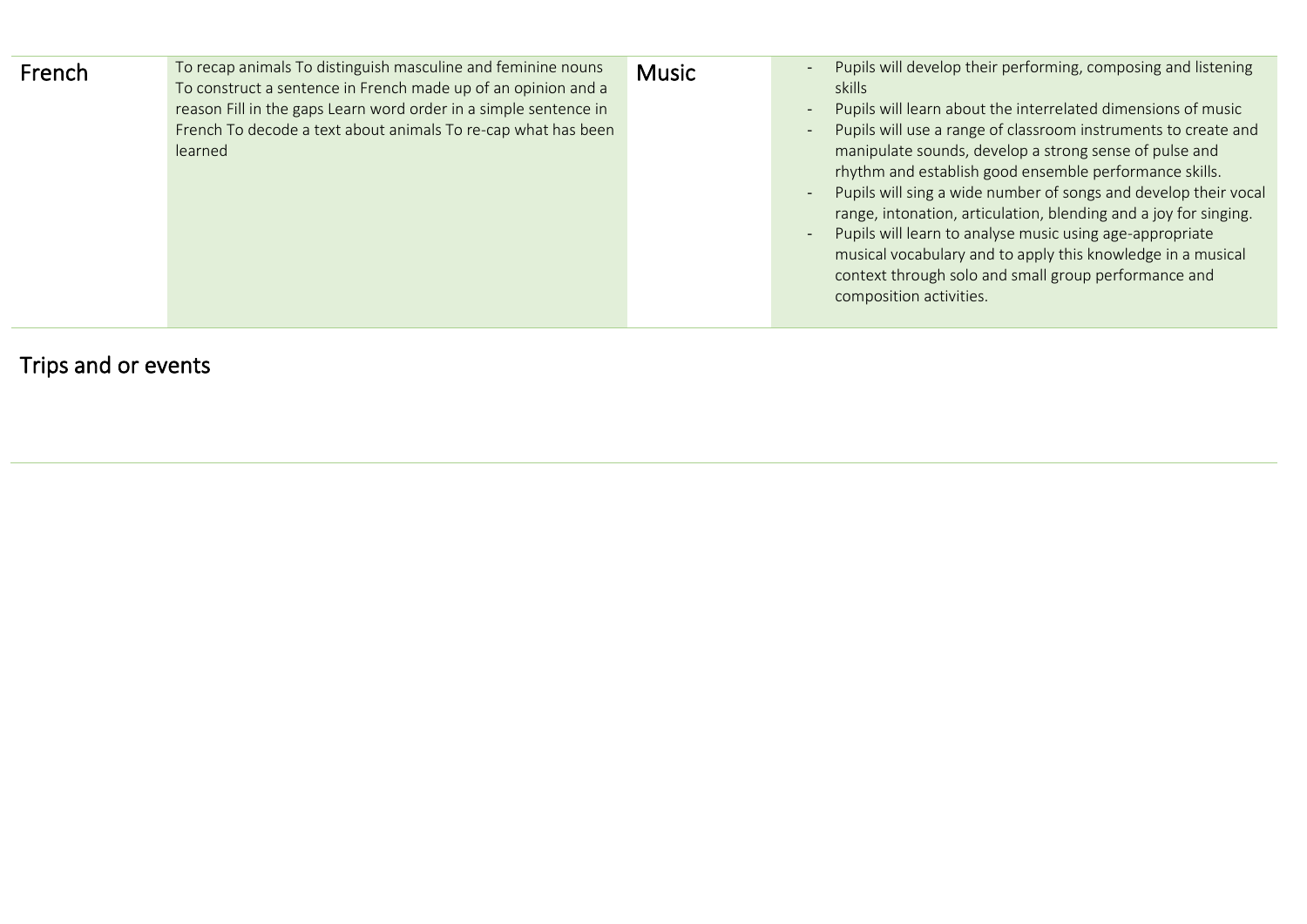| | | | |
|---|---|---|---|
| French | To recap animals To distinguish masculine and feminine nouns To construct a sentence in French made up of an opinion and a reason Fill in the gaps Learn word order in a simple sentence in French To decode a text about animals To re-cap what has been learned | Music | - Pupils will develop their performing, composing and listening skills<br>- Pupils will learn about the interrelated dimensions of music<br>- Pupils will use a range of classroom instruments to create and manipulate sounds, develop a strong sense of pulse and rhythm and establish good ensemble performance skills.<br>- Pupils will sing a wide number of songs and develop their vocal range, intonation, articulation, blending and a joy for singing.<br>- Pupils will learn to analyse music using age-appropriate musical vocabulary and to apply this knowledge in a musical context through solo and small group performance and composition activities. |

## Trips and or events